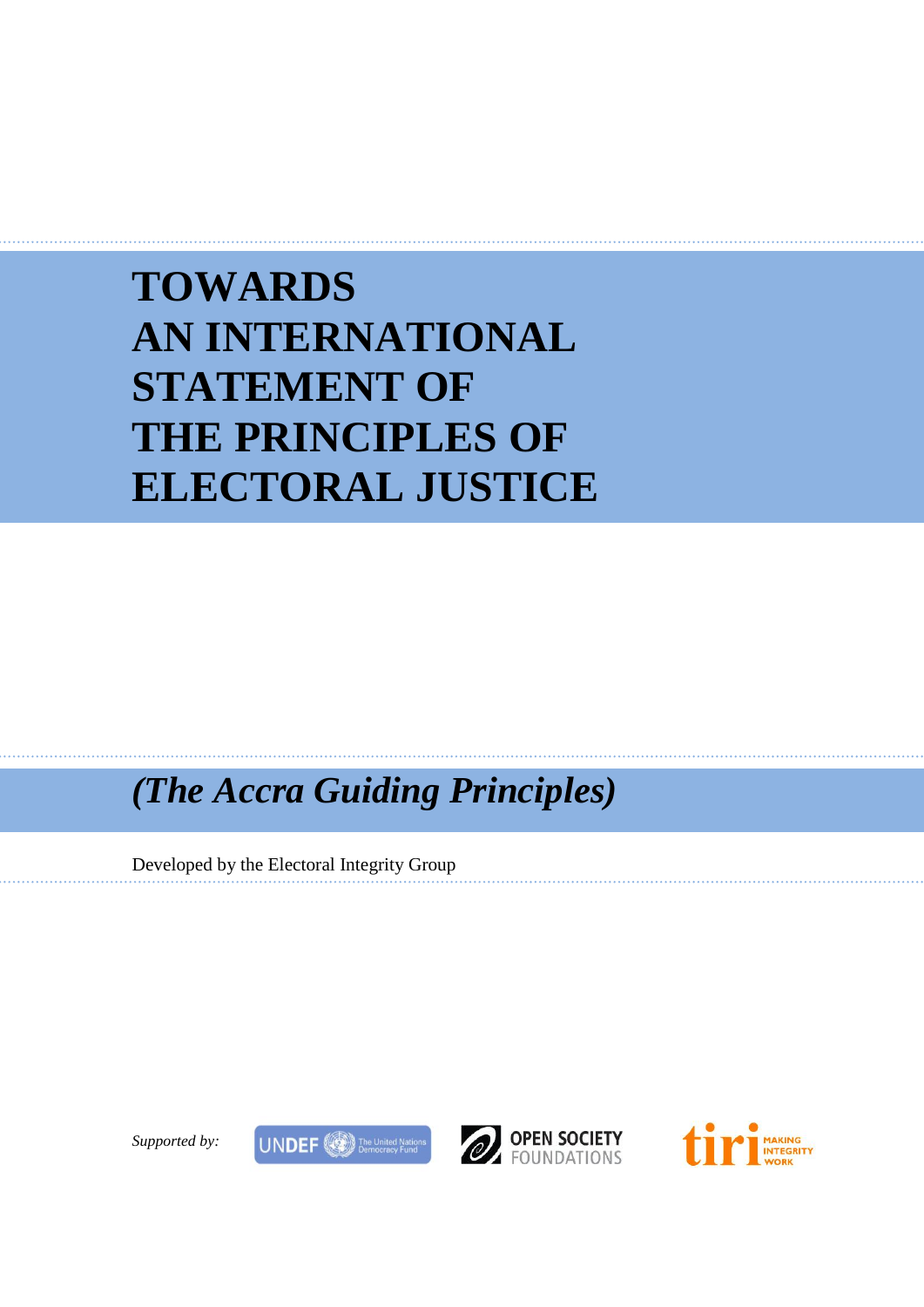# TOWARDS AN INTERNATIONAL STATEMENT OF THE PRINCIPLES OF ELECTORAL JUSTICE

## *(The Accra Guiding Principles)*

Developed by the Electoral Integrity Group

*Supported by:* UNDEF The United Nations Democracy Fund, OPEN SOCIETY FOUNDATIONS, tiri MAKING INTEGRITY WORK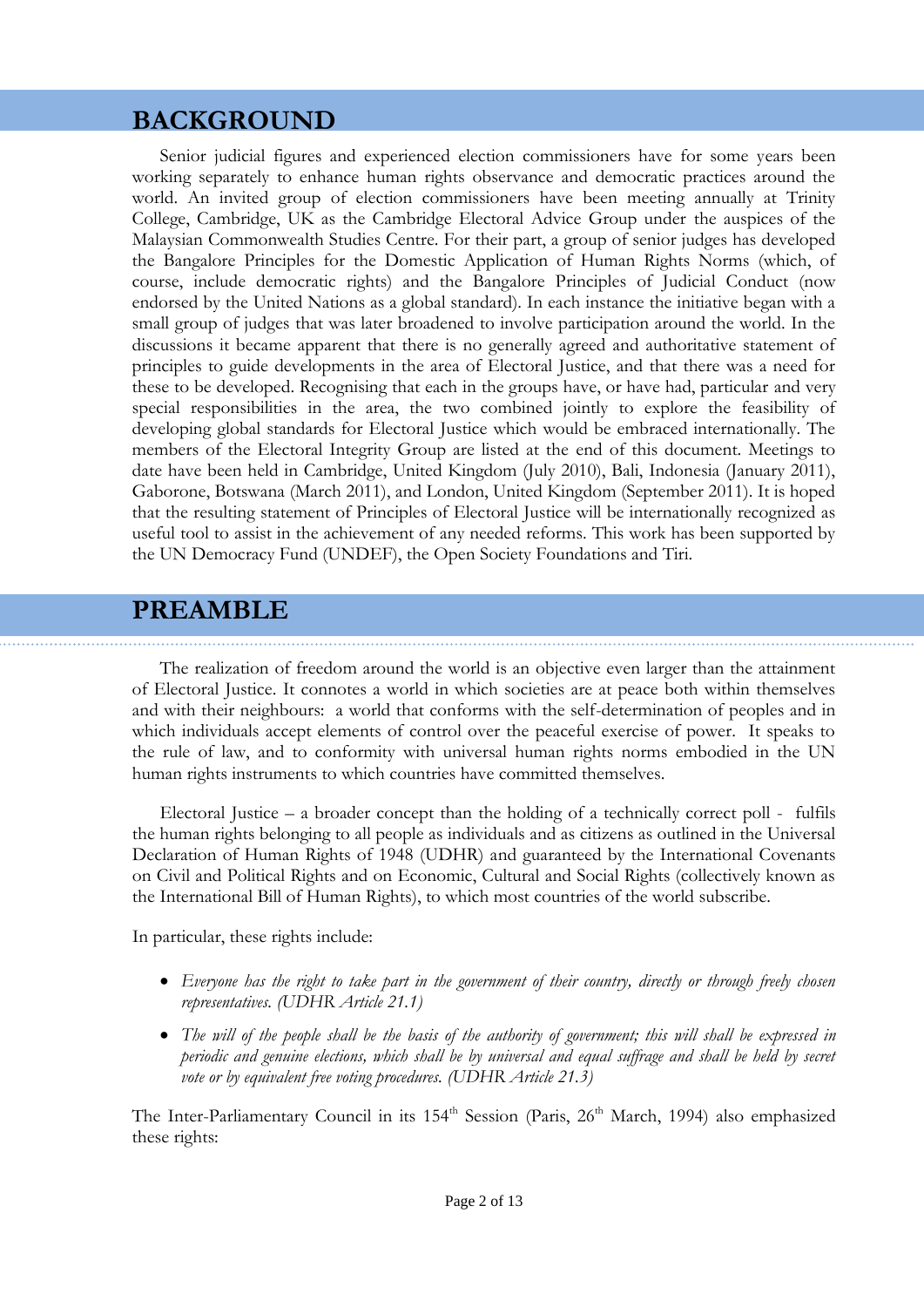## BACKGROUND

Senior judicial figures and experienced election commissioners have for some years been working separately to enhance human rights observance and democratic practices around the world. An invited group of election commissioners have been meeting annually at Trinity College, Cambridge, UK as the Cambridge Electoral Advice Group under the auspices of the Malaysian Commonwealth Studies Centre. For their part, a group of senior judges has developed the Bangalore Principles for the Domestic Application of Human Rights Norms (which, of course, include democratic rights) and the Bangalore Principles of Judicial Conduct (now endorsed by the United Nations as a global standard). In each instance the initiative began with a small group of judges that was later broadened to involve participation around the world. In the discussions it became apparent that there is no generally agreed and authoritative statement of principles to guide developments in the area of Electoral Justice, and that there was a need for these to be developed. Recognising that each in the groups have, or have had, particular and very special responsibilities in the area, the two combined jointly to explore the feasibility of developing global standards for Electoral Justice which would be embraced internationally. The members of the Electoral Integrity Group are listed at the end of this document. Meetings to date have been held in Cambridge, United Kingdom (July 2010), Bali, Indonesia (January 2011), Gaborone, Botswana (March 2011), and London, United Kingdom (September 2011). It is hoped that the resulting statement of Principles of Electoral Justice will be internationally recognized as useful tool to assist in the achievement of any needed reforms. This work has been supported by the UN Democracy Fund (UNDEF), the Open Society Foundations and Tiri.

## PREAMBLE

The realization of freedom around the world is an objective even larger than the attainment of Electoral Justice. It connotes a world in which societies are at peace both within themselves and with their neighbours: a world that conforms with the self-determination of peoples and in which individuals accept elements of control over the peaceful exercise of power. It speaks to the rule of law, and to conformity with universal human rights norms embodied in the UN human rights instruments to which countries have committed themselves.

Electoral Justice – a broader concept than the holding of a technically correct poll - fulfils the human rights belonging to all people as individuals and as citizens as outlined in the Universal Declaration of Human Rights of 1948 (UDHR) and guaranteed by the International Covenants on Civil and Political Rights and on Economic, Cultural and Social Rights (collectively known as the International Bill of Human Rights), to which most countries of the world subscribe.

In particular, these rights include:

- *Everyone has the right to take part in the government of their country, directly or through freely chosen representatives. (UDHR Article 21.1)*
- *The will of the people shall be the basis of the authority of government; this will shall be expressed in periodic and genuine elections, which shall be by universal and equal suffrage and shall be held by secret vote or by equivalent free voting procedures. (UDHR Article 21.3)*

The Inter-Parliamentary Council in its 154th Session (Paris, 26th March, 1994) also emphasized these rights: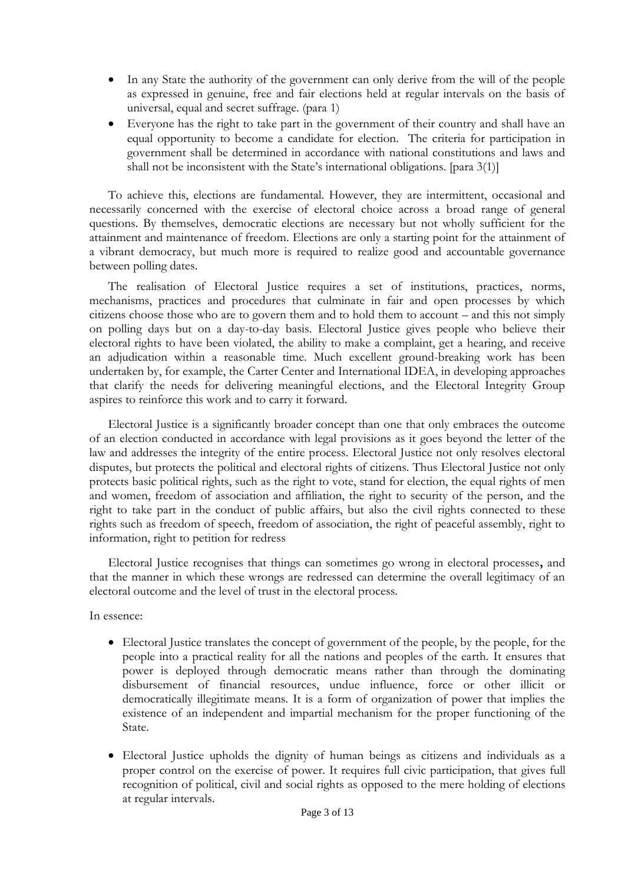- In any State the authority of the government can only derive from the will of the people as expressed in genuine, free and fair elections held at regular intervals on the basis of universal, equal and secret suffrage. (para 1)
- Everyone has the right to take part in the government of their country and shall have an equal opportunity to become a candidate for election. The criteria for participation in government shall be determined in accordance with national constitutions and laws and shall not be inconsistent with the State's international obligations. [para 3(1)]

To achieve this, elections are fundamental. However, they are intermittent, occasional and necessarily concerned with the exercise of electoral choice across a broad range of general questions. By themselves, democratic elections are necessary but not wholly sufficient for the attainment and maintenance of freedom. Elections are only a starting point for the attainment of a vibrant democracy, but much more is required to realize good and accountable governance between polling dates.

The realisation of Electoral Justice requires a set of institutions, practices, norms, mechanisms, practices and procedures that culminate in fair and open processes by which citizens choose those who are to govern them and to hold them to account – and this not simply on polling days but on a day-to-day basis. Electoral Justice gives people who believe their electoral rights to have been violated, the ability to make a complaint, get a hearing, and receive an adjudication within a reasonable time. Much excellent ground-breaking work has been undertaken by, for example, the Carter Center and International IDEA, in developing approaches that clarify the needs for delivering meaningful elections, and the Electoral Integrity Group aspires to reinforce this work and to carry it forward.

Electoral Justice is a significantly broader concept than one that only embraces the outcome of an election conducted in accordance with legal provisions as it goes beyond the letter of the law and addresses the integrity of the entire process. Electoral Justice not only resolves electoral disputes, but protects the political and electoral rights of citizens. Thus Electoral Justice not only protects basic political rights, such as the right to vote, stand for election, the equal rights of men and women, freedom of association and affiliation, the right to security of the person, and the right to take part in the conduct of public affairs, but also the civil rights connected to these rights such as freedom of speech, freedom of association, the right of peaceful assembly, right to information, right to petition for redress

Electoral Justice recognises that things can sometimes go wrong in electoral processes**,** and that the manner in which these wrongs are redressed can determine the overall legitimacy of an electoral outcome and the level of trust in the electoral process.

In essence:

- Electoral Justice translates the concept of government of the people, by the people, for the people into a practical reality for all the nations and peoples of the earth. It ensures that power is deployed through democratic means rather than through the dominating disbursement of financial resources, undue influence, force or other illicit or democratically illegitimate means. It is a form of organization of power that implies the existence of an independent and impartial mechanism for the proper functioning of the State.

- Electoral Justice upholds the dignity of human beings as citizens and individuals as a proper control on the exercise of power. It requires full civic participation, that gives full recognition of political, civil and social rights as opposed to the mere holding of elections at regular intervals.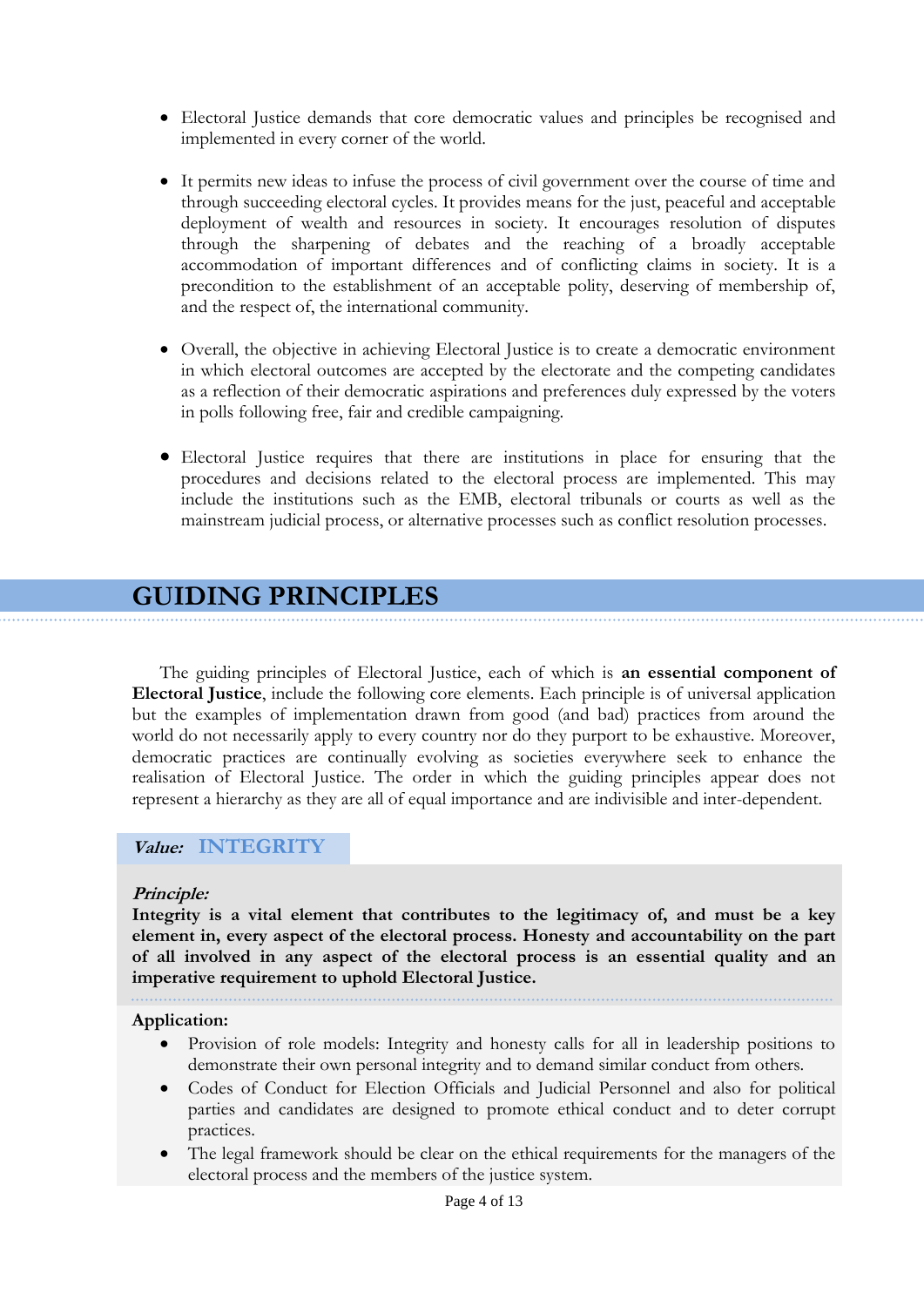- Electoral Justice demands that core democratic values and principles be recognised and implemented in every corner of the world.

- It permits new ideas to infuse the process of civil government over the course of time and through succeeding electoral cycles. It provides means for the just, peaceful and acceptable deployment of wealth and resources in society. It encourages resolution of disputes through the sharpening of debates and the reaching of a broadly acceptable accommodation of important differences and of conflicting claims in society. It is a precondition to the establishment of an acceptable polity, deserving of membership of, and the respect of, the international community.

- Overall, the objective in achieving Electoral Justice is to create a democratic environment in which electoral outcomes are accepted by the electorate and the competing candidates as a reflection of their democratic aspirations and preferences duly expressed by the voters in polls following free, fair and credible campaigning.

- Electoral Justice requires that there are institutions in place for ensuring that the procedures and decisions related to the electoral process are implemented. This may include the institutions such as the EMB, electoral tribunals or courts as well as the mainstream judicial process, or alternative processes such as conflict resolution processes.

## GUIDING PRINCIPLES

The guiding principles of Electoral Justice, each of which is **an essential component of Electoral Justice**, include the following core elements. Each principle is of universal application but the examples of implementation drawn from good (and bad) practices from around the world do not necessarily apply to every country nor do they purport to be exhaustive. Moreover, democratic practices are continually evolving as societies everywhere seek to enhance the realisation of Electoral Justice. The order in which the guiding principles appear does not represent a hierarchy as they are all of equal importance and are indivisible and inter-dependent.

### *Value:* INTEGRITY

***Principle:***

**Integrity is a vital element that contributes to the legitimacy of, and must be a key element in, every aspect of the electoral process. Honesty and accountability on the part of all involved in any aspect of the electoral process is an essential quality and an imperative requirement to uphold Electoral Justice.**

**Application:**

- Provision of role models: Integrity and honesty calls for all in leadership positions to demonstrate their own personal integrity and to demand similar conduct from others.
- Codes of Conduct for Election Officials and Judicial Personnel and also for political parties and candidates are designed to promote ethical conduct and to deter corrupt practices.
- The legal framework should be clear on the ethical requirements for the managers of the electoral process and the members of the justice system.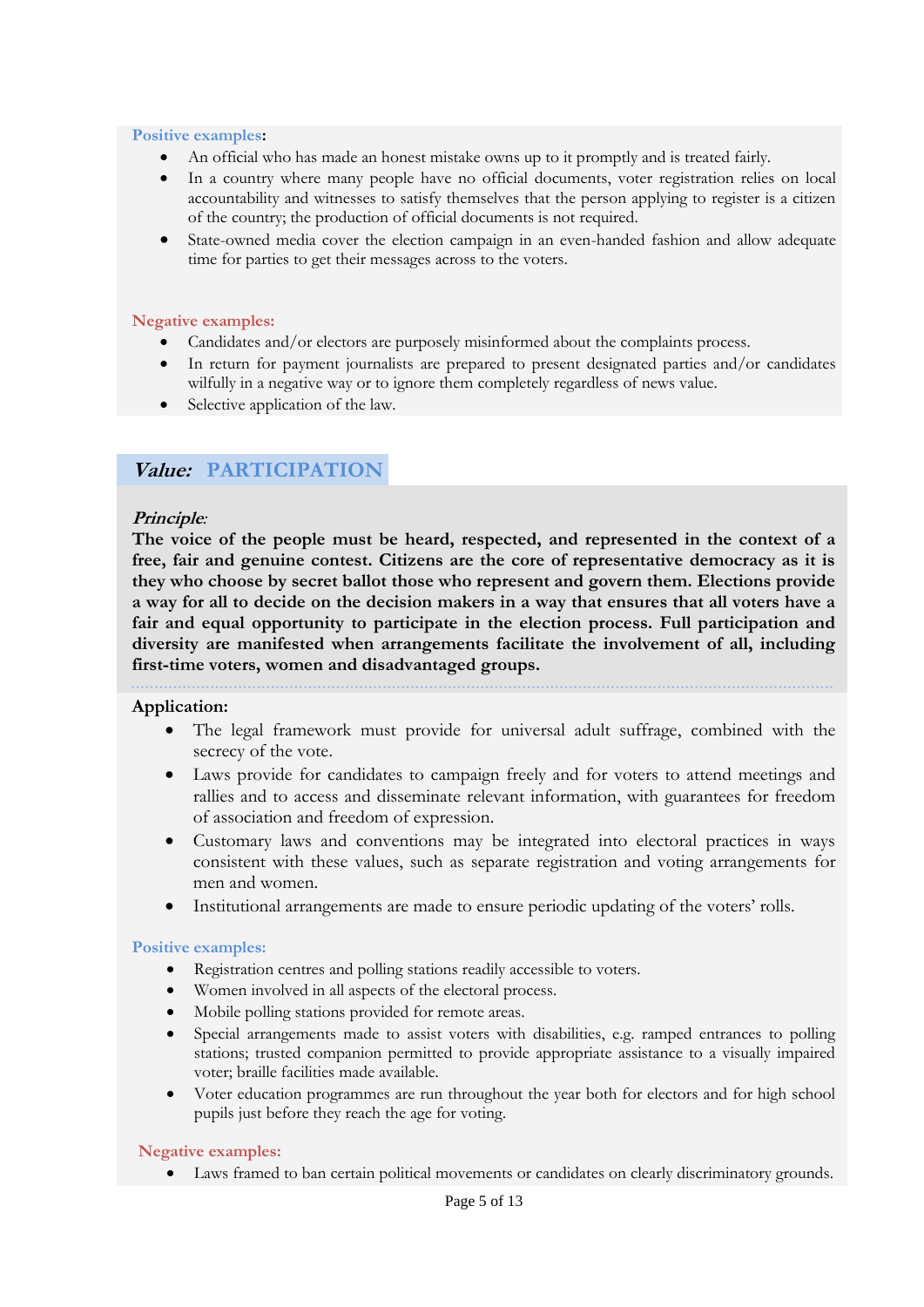**Positive examples:**

- An official who has made an honest mistake owns up to it promptly and is treated fairly.
- In a country where many people have no official documents, voter registration relies on local accountability and witnesses to satisfy themselves that the person applying to register is a citizen of the country; the production of official documents is not required.
- State-owned media cover the election campaign in an even-handed fashion and allow adequate time for parties to get their messages across to the voters.

**Negative examples:**

- Candidates and/or electors are purposely misinformed about the complaints process.
- In return for payment journalists are prepared to present designated parties and/or candidates wilfully in a negative way or to ignore them completely regardless of news value.
- Selective application of the law.

## *Value:* PARTICIPATION

***Principle:***

**The voice of the people must be heard, respected, and represented in the context of a free, fair and genuine contest. Citizens are the core of representative democracy as it is they who choose by secret ballot those who represent and govern them. Elections provide a way for all to decide on the decision makers in a way that ensures that all voters have a fair and equal opportunity to participate in the election process. Full participation and diversity are manifested when arrangements facilitate the involvement of all, including first-time voters, women and disadvantaged groups.**

**Application:**

- The legal framework must provide for universal adult suffrage, combined with the secrecy of the vote.
- Laws provide for candidates to campaign freely and for voters to attend meetings and rallies and to access and disseminate relevant information, with guarantees for freedom of association and freedom of expression.
- Customary laws and conventions may be integrated into electoral practices in ways consistent with these values, such as separate registration and voting arrangements for men and women.
- Institutional arrangements are made to ensure periodic updating of the voters' rolls.

**Positive examples:**

- Registration centres and polling stations readily accessible to voters.
- Women involved in all aspects of the electoral process.
- Mobile polling stations provided for remote areas.
- Special arrangements made to assist voters with disabilities, e.g. ramped entrances to polling stations; trusted companion permitted to provide appropriate assistance to a visually impaired voter; braille facilities made available.
- Voter education programmes are run throughout the year both for electors and for high school pupils just before they reach the age for voting.

**Negative examples:**

- Laws framed to ban certain political movements or candidates on clearly discriminatory grounds.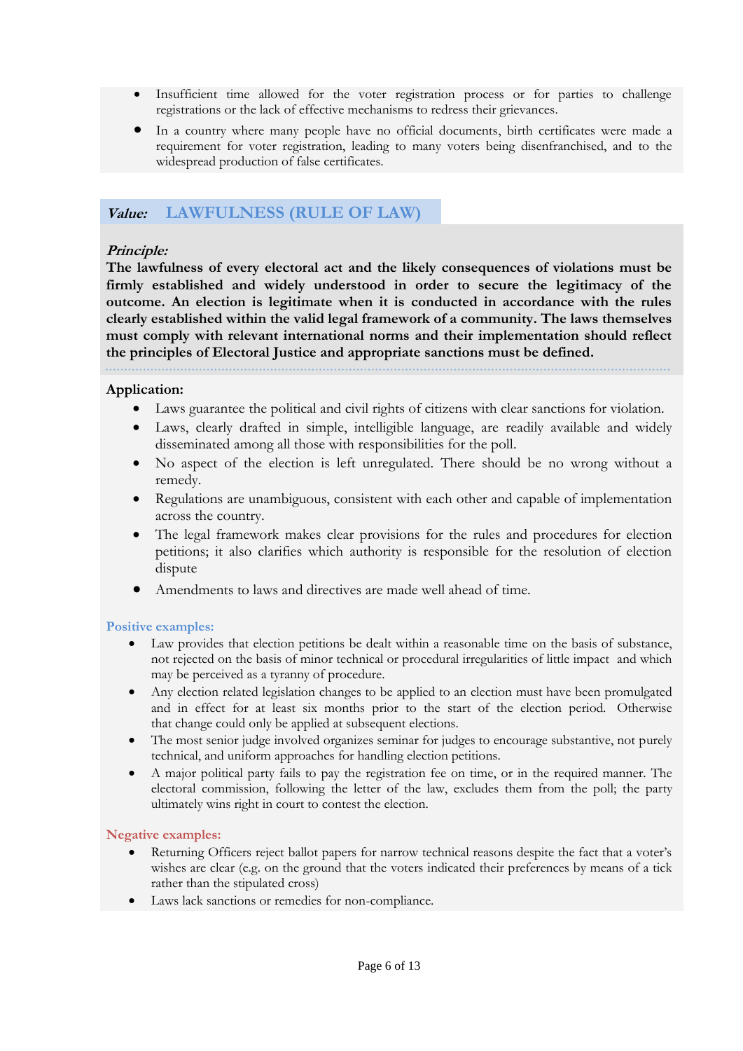- Insufficient time allowed for the voter registration process or for parties to challenge registrations or the lack of effective mechanisms to redress their grievances.
- In a country where many people have no official documents, birth certificates were made a requirement for voter registration, leading to many voters being disenfranchised, and to the widespread production of false certificates.

## *Value:* LAWFULNESS (RULE OF LAW)

***Principle:***

**The lawfulness of every electoral act and the likely consequences of violations must be firmly established and widely understood in order to secure the legitimacy of the outcome. An election is legitimate when it is conducted in accordance with the rules clearly established within the valid legal framework of a community. The laws themselves must comply with relevant international norms and their implementation should reflect the principles of Electoral Justice and appropriate sanctions must be defined.**

**Application:**

- Laws guarantee the political and civil rights of citizens with clear sanctions for violation.
- Laws, clearly drafted in simple, intelligible language, are readily available and widely disseminated among all those with responsibilities for the poll.
- No aspect of the election is left unregulated. There should be no wrong without a remedy.
- Regulations are unambiguous, consistent with each other and capable of implementation across the country.
- The legal framework makes clear provisions for the rules and procedures for election petitions; it also clarifies which authority is responsible for the resolution of election dispute
- Amendments to laws and directives are made well ahead of time.

**Positive examples:**

- Law provides that election petitions be dealt within a reasonable time on the basis of substance, not rejected on the basis of minor technical or procedural irregularities of little impact and which may be perceived as a tyranny of procedure.
- Any election related legislation changes to be applied to an election must have been promulgated and in effect for at least six months prior to the start of the election period. Otherwise that change could only be applied at subsequent elections.
- The most senior judge involved organizes seminar for judges to encourage substantive, not purely technical, and uniform approaches for handling election petitions.
- A major political party fails to pay the registration fee on time, or in the required manner. The electoral commission, following the letter of the law, excludes them from the poll; the party ultimately wins right in court to contest the election.

**Negative examples:**

- Returning Officers reject ballot papers for narrow technical reasons despite the fact that a voter's wishes are clear (e.g. on the ground that the voters indicated their preferences by means of a tick rather than the stipulated cross)
- Laws lack sanctions or remedies for non-compliance.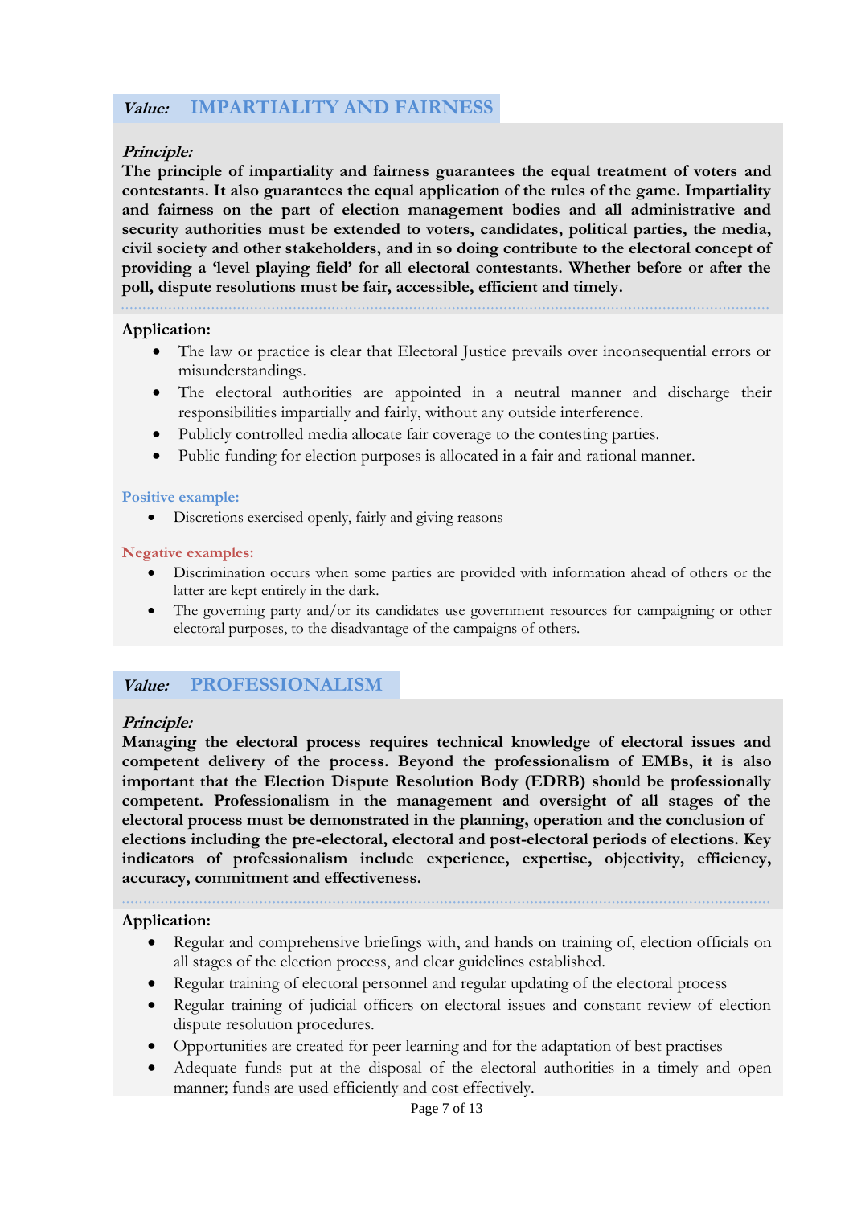## *Value:* IMPARTIALITY AND FAIRNESS

***Principle:***

**The principle of impartiality and fairness guarantees the equal treatment of voters and contestants. It also guarantees the equal application of the rules of the game. Impartiality and fairness on the part of election management bodies and all administrative and security authorities must be extended to voters, candidates, political parties, the media, civil society and other stakeholders, and in so doing contribute to the electoral concept of providing a 'level playing field' for all electoral contestants. Whether before or after the poll, dispute resolutions must be fair, accessible, efficient and timely.**

**Application:**

- The law or practice is clear that Electoral Justice prevails over inconsequential errors or misunderstandings.
- The electoral authorities are appointed in a neutral manner and discharge their responsibilities impartially and fairly, without any outside interference.
- Publicly controlled media allocate fair coverage to the contesting parties.
- Public funding for election purposes is allocated in a fair and rational manner.

**Positive example:**

- Discretions exercised openly, fairly and giving reasons

**Negative examples:**

- Discrimination occurs when some parties are provided with information ahead of others or the latter are kept entirely in the dark.
- The governing party and/or its candidates use government resources for campaigning or other electoral purposes, to the disadvantage of the campaigns of others.

## *Value:* PROFESSIONALISM

***Principle:***

**Managing the electoral process requires technical knowledge of electoral issues and competent delivery of the process. Beyond the professionalism of EMBs, it is also important that the Election Dispute Resolution Body (EDRB) should be professionally competent. Professionalism in the management and oversight of all stages of the electoral process must be demonstrated in the planning, operation and the conclusion of elections including the pre-electoral, electoral and post-electoral periods of elections. Key indicators of professionalism include experience, expertise, objectivity, efficiency, accuracy, commitment and effectiveness.**

**Application:**

- Regular and comprehensive briefings with, and hands on training of, election officials on all stages of the election process, and clear guidelines established.
- Regular training of electoral personnel and regular updating of the electoral process
- Regular training of judicial officers on electoral issues and constant review of election dispute resolution procedures.
- Opportunities are created for peer learning and for the adaptation of best practises
- Adequate funds put at the disposal of the electoral authorities in a timely and open manner; funds are used efficiently and cost effectively.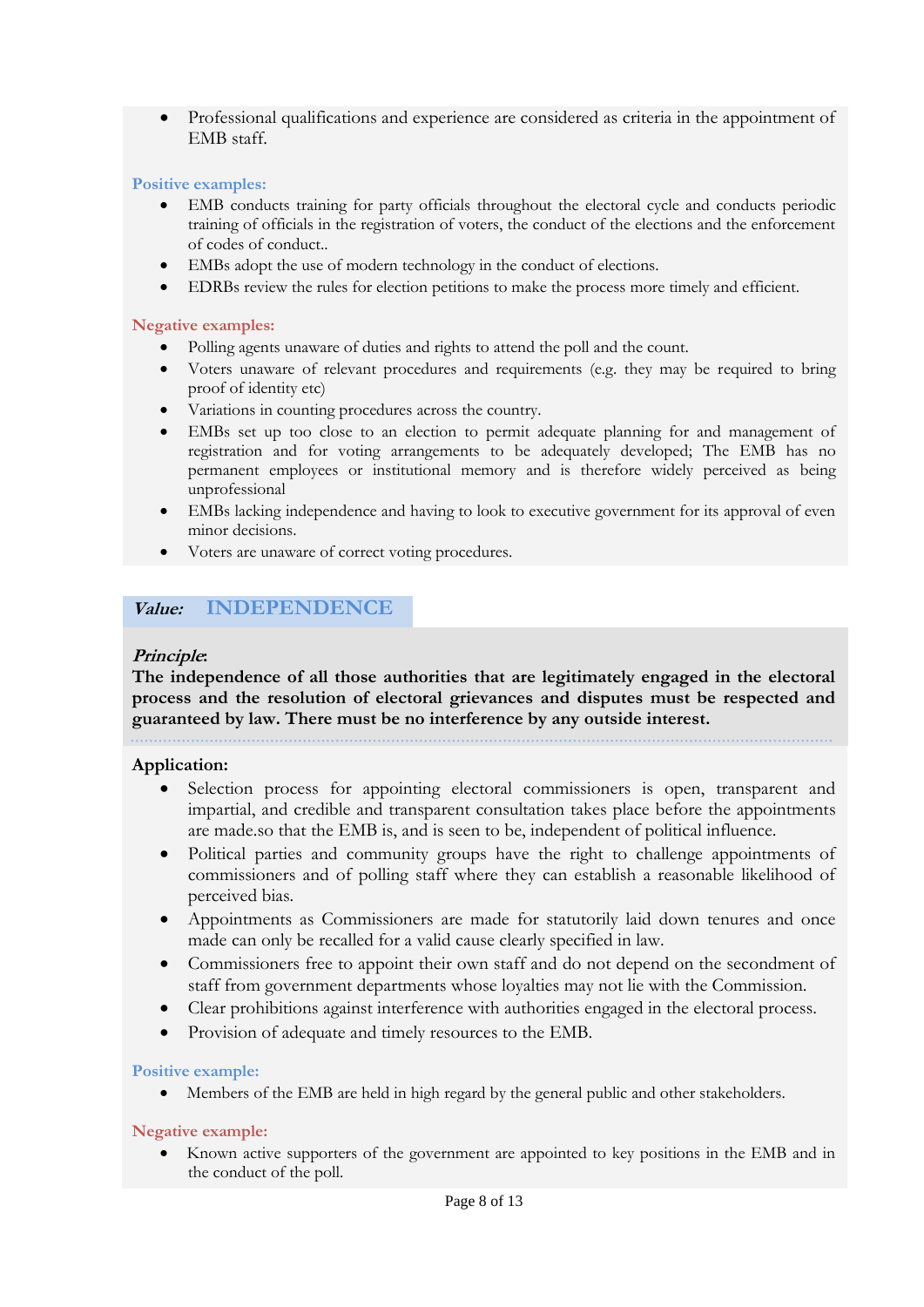- Professional qualifications and experience are considered as criteria in the appointment of EMB staff.

**Positive examples:**

- EMB conducts training for party officials throughout the electoral cycle and conducts periodic training of officials in the registration of voters, the conduct of the elections and the enforcement of codes of conduct..
- EMBs adopt the use of modern technology in the conduct of elections.
- EDRBs review the rules for election petitions to make the process more timely and efficient.

**Negative examples:**

- Polling agents unaware of duties and rights to attend the poll and the count.
- Voters unaware of relevant procedures and requirements (e.g. they may be required to bring proof of identity etc)
- Variations in counting procedures across the country.
- EMBs set up too close to an election to permit adequate planning for and management of registration and for voting arrangements to be adequately developed; The EMB has no permanent employees or institutional memory and is therefore widely perceived as being unprofessional
- EMBs lacking independence and having to look to executive government for its approval of even minor decisions.
- Voters are unaware of correct voting procedures.

## *Value:* INDEPENDENCE

***Principle*:**
**The independence of all those authorities that are legitimately engaged in the electoral process and the resolution of electoral grievances and disputes must be respected and guaranteed by law. There must be no interference by any outside interest.**

**Application:**

- Selection process for appointing electoral commissioners is open, transparent and impartial, and credible and transparent consultation takes place before the appointments are made.so that the EMB is, and is seen to be, independent of political influence.
- Political parties and community groups have the right to challenge appointments of commissioners and of polling staff where they can establish a reasonable likelihood of perceived bias.
- Appointments as Commissioners are made for statutorily laid down tenures and once made can only be recalled for a valid cause clearly specified in law.
- Commissioners free to appoint their own staff and do not depend on the secondment of staff from government departments whose loyalties may not lie with the Commission.
- Clear prohibitions against interference with authorities engaged in the electoral process.
- Provision of adequate and timely resources to the EMB.

**Positive example:**

- Members of the EMB are held in high regard by the general public and other stakeholders.

**Negative example:**

- Known active supporters of the government are appointed to key positions in the EMB and in the conduct of the poll.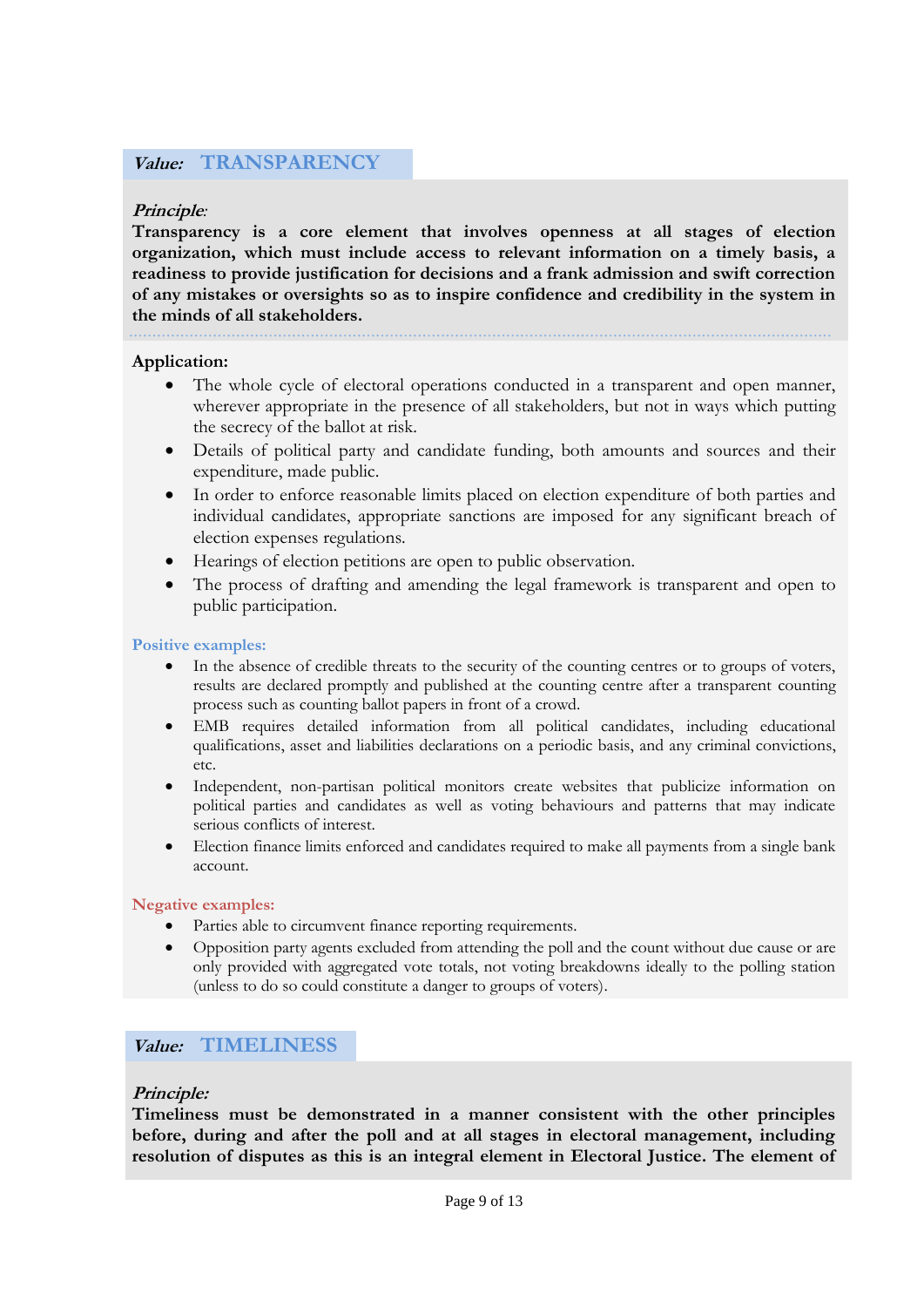## *Value:* TRANSPARENCY

***Principle:***

**Transparency is a core element that involves openness at all stages of election organization, which must include access to relevant information on a timely basis, a readiness to provide justification for decisions and a frank admission and swift correction of any mistakes or oversights so as to inspire confidence and credibility in the system in the minds of all stakeholders.**

**Application:**

- The whole cycle of electoral operations conducted in a transparent and open manner, wherever appropriate in the presence of all stakeholders, but not in ways which putting the secrecy of the ballot at risk.
- Details of political party and candidate funding, both amounts and sources and their expenditure, made public.
- In order to enforce reasonable limits placed on election expenditure of both parties and individual candidates, appropriate sanctions are imposed for any significant breach of election expenses regulations.
- Hearings of election petitions are open to public observation.
- The process of drafting and amending the legal framework is transparent and open to public participation.

**Positive examples:**

- In the absence of credible threats to the security of the counting centres or to groups of voters, results are declared promptly and published at the counting centre after a transparent counting process such as counting ballot papers in front of a crowd.
- EMB requires detailed information from all political candidates, including educational qualifications, asset and liabilities declarations on a periodic basis, and any criminal convictions, etc.
- Independent, non-partisan political monitors create websites that publicize information on political parties and candidates as well as voting behaviours and patterns that may indicate serious conflicts of interest.
- Election finance limits enforced and candidates required to make all payments from a single bank account.

**Negative examples:**

- Parties able to circumvent finance reporting requirements.
- Opposition party agents excluded from attending the poll and the count without due cause or are only provided with aggregated vote totals, not voting breakdowns ideally to the polling station (unless to do so could constitute a danger to groups of voters).

## *Value:* TIMELINESS

***Principle:***

**Timeliness must be demonstrated in a manner consistent with the other principles before, during and after the poll and at all stages in electoral management, including resolution of disputes as this is an integral element in Electoral Justice. The element of**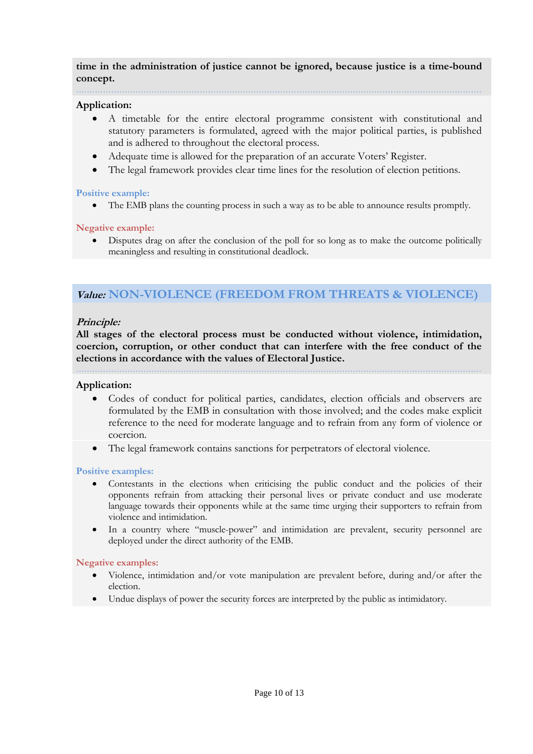**time in the administration of justice cannot be ignored, because justice is a time-bound concept.**

**Application:**

- A timetable for the entire electoral programme consistent with constitutional and statutory parameters is formulated, agreed with the major political parties, is published and is adhered to throughout the electoral process.
- Adequate time is allowed for the preparation of an accurate Voters' Register.
- The legal framework provides clear time lines for the resolution of election petitions.

**Positive example:**

- The EMB plans the counting process in such a way as to be able to announce results promptly.

**Negative example:**

- Disputes drag on after the conclusion of the poll for so long as to make the outcome politically meaningless and resulting in constitutional deadlock.

## *Value:* NON-VIOLENCE (FREEDOM FROM THREATS & VIOLENCE)

***Principle:***

**All stages of the electoral process must be conducted without violence, intimidation, coercion, corruption, or other conduct that can interfere with the free conduct of the elections in accordance with the values of Electoral Justice.**

**Application:**

- Codes of conduct for political parties, candidates, election officials and observers are formulated by the EMB in consultation with those involved; and the codes make explicit reference to the need for moderate language and to refrain from any form of violence or coercion.
- The legal framework contains sanctions for perpetrators of electoral violence.

**Positive examples:**

- Contestants in the elections when criticising the public conduct and the policies of their opponents refrain from attacking their personal lives or private conduct and use moderate language towards their opponents while at the same time urging their supporters to refrain from violence and intimidation.
- In a country where "muscle-power" and intimidation are prevalent, security personnel are deployed under the direct authority of the EMB.

**Negative examples:**

- Violence, intimidation and/or vote manipulation are prevalent before, during and/or after the election.
- Undue displays of power the security forces are interpreted by the public as intimidatory.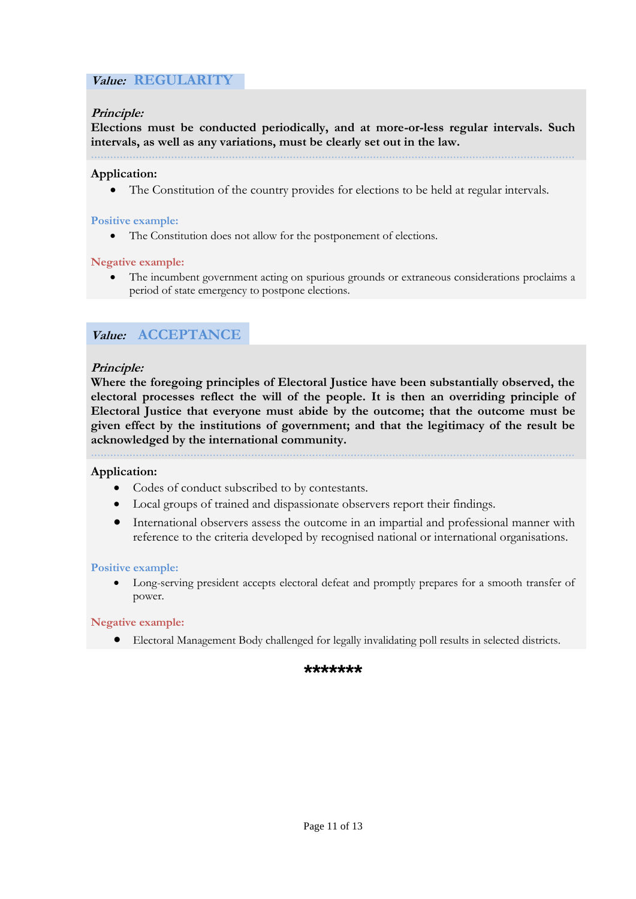## *Value:* REGULARITY

***Principle:***

**Elections must be conducted periodically, and at more-or-less regular intervals. Such intervals, as well as any variations, must be clearly set out in the law.**

**Application:**

- The Constitution of the country provides for elections to be held at regular intervals.

**Positive example:**

- The Constitution does not allow for the postponement of elections.

**Negative example:**

- The incumbent government acting on spurious grounds or extraneous considerations proclaims a period of state emergency to postpone elections.

## *Value:* ACCEPTANCE

***Principle:***

**Where the foregoing principles of Electoral Justice have been substantially observed, the electoral processes reflect the will of the people. It is then an overriding principle of Electoral Justice that everyone must abide by the outcome; that the outcome must be given effect by the institutions of government; and that the legitimacy of the result be acknowledged by the international community.**

**Application:**

- Codes of conduct subscribed to by contestants.
- Local groups of trained and dispassionate observers report their findings.
- International observers assess the outcome in an impartial and professional manner with reference to the criteria developed by recognised national or international organisations.

**Positive example:**

- Long-serving president accepts electoral defeat and promptly prepares for a smooth transfer of power.

**Negative example:**

- Electoral Management Body challenged for legally invalidating poll results in selected districts.

*******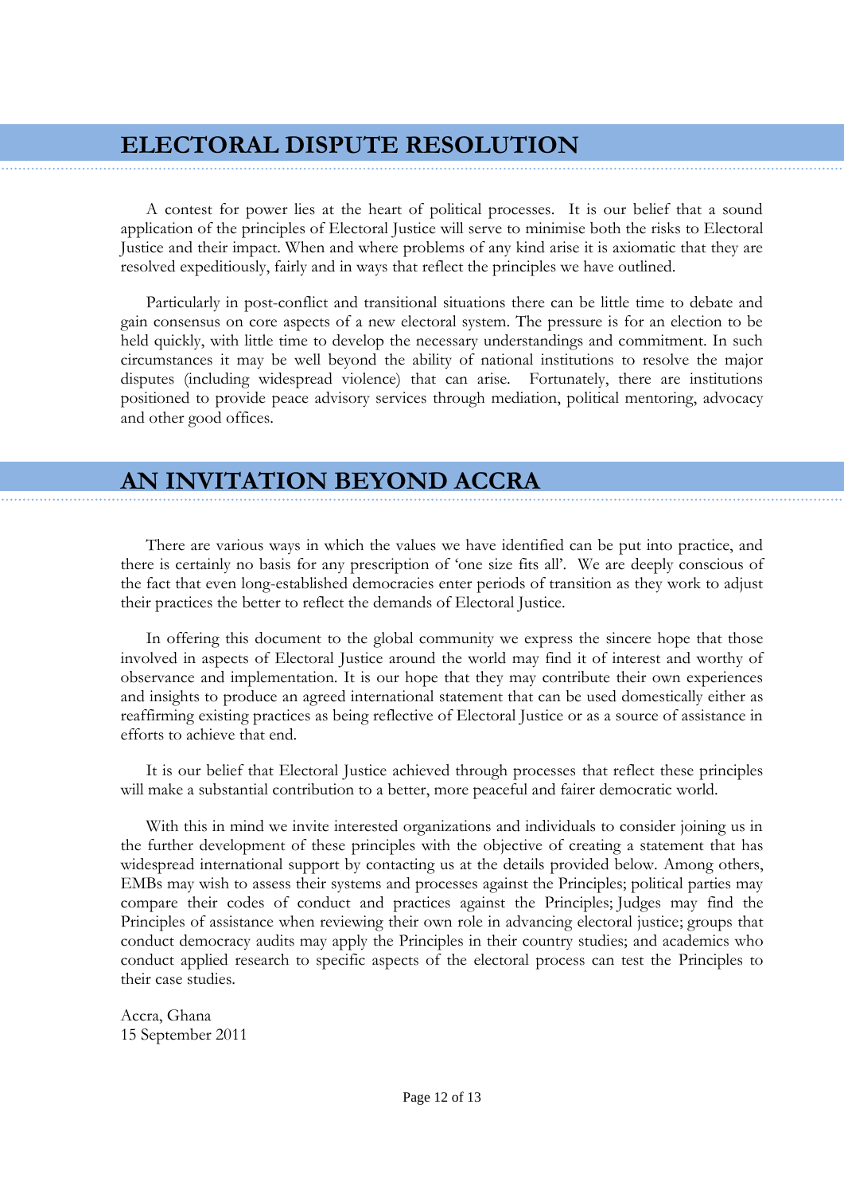## ELECTORAL DISPUTE RESOLUTION

A contest for power lies at the heart of political processes. It is our belief that a sound application of the principles of Electoral Justice will serve to minimise both the risks to Electoral Justice and their impact. When and where problems of any kind arise it is axiomatic that they are resolved expeditiously, fairly and in ways that reflect the principles we have outlined.

Particularly in post-conflict and transitional situations there can be little time to debate and gain consensus on core aspects of a new electoral system. The pressure is for an election to be held quickly, with little time to develop the necessary understandings and commitment. In such circumstances it may be well beyond the ability of national institutions to resolve the major disputes (including widespread violence) that can arise. Fortunately, there are institutions positioned to provide peace advisory services through mediation, political mentoring, advocacy and other good offices.

## AN INVITATION BEYOND ACCRA

There are various ways in which the values we have identified can be put into practice, and there is certainly no basis for any prescription of 'one size fits all'. We are deeply conscious of the fact that even long-established democracies enter periods of transition as they work to adjust their practices the better to reflect the demands of Electoral Justice.

In offering this document to the global community we express the sincere hope that those involved in aspects of Electoral Justice around the world may find it of interest and worthy of observance and implementation. It is our hope that they may contribute their own experiences and insights to produce an agreed international statement that can be used domestically either as reaffirming existing practices as being reflective of Electoral Justice or as a source of assistance in efforts to achieve that end.

It is our belief that Electoral Justice achieved through processes that reflect these principles will make a substantial contribution to a better, more peaceful and fairer democratic world.

With this in mind we invite interested organizations and individuals to consider joining us in the further development of these principles with the objective of creating a statement that has widespread international support by contacting us at the details provided below. Among others, EMBs may wish to assess their systems and processes against the Principles; political parties may compare their codes of conduct and practices against the Principles; Judges may find the Principles of assistance when reviewing their own role in advancing electoral justice; groups that conduct democracy audits may apply the Principles in their country studies; and academics who conduct applied research to specific aspects of the electoral process can test the Principles to their case studies.

Accra, Ghana
15 September 2011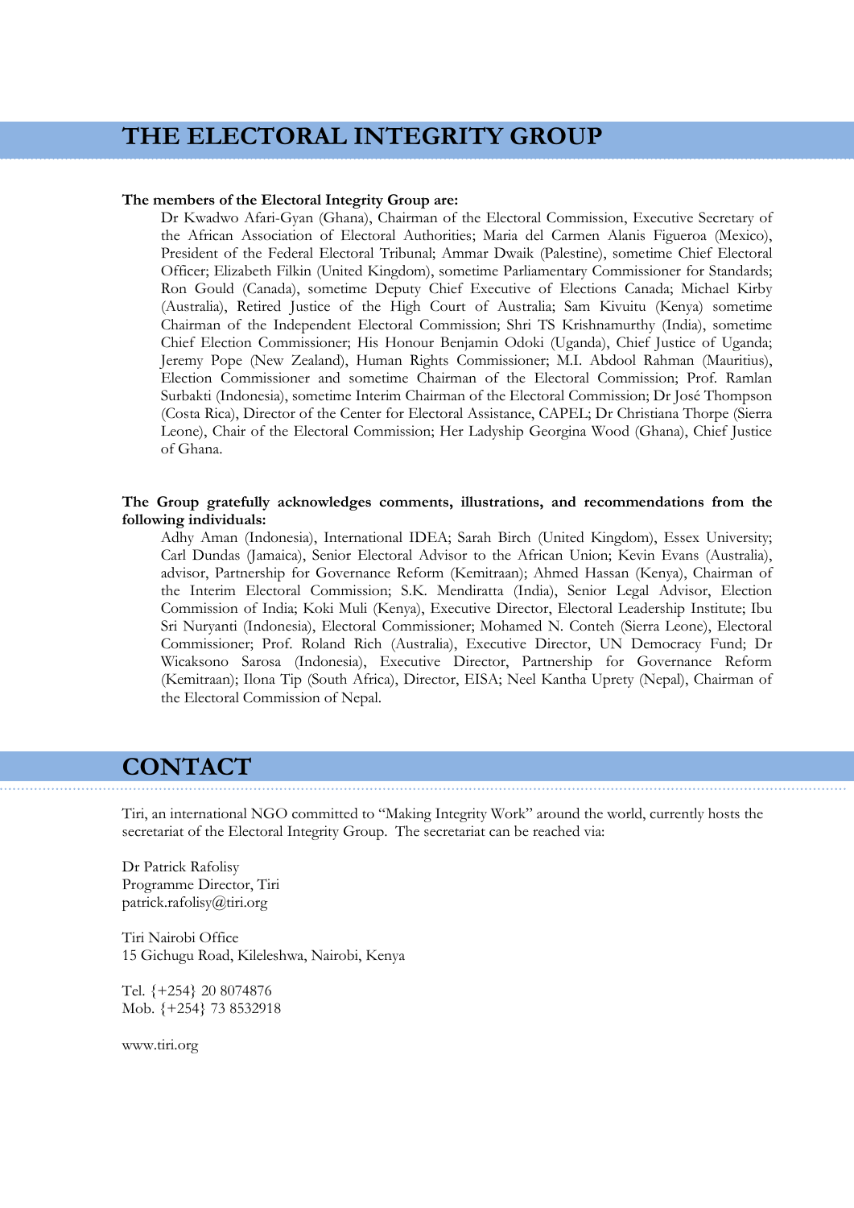## THE ELECTORAL INTEGRITY GROUP

**The members of the Electoral Integrity Group are:**

Dr Kwadwo Afari-Gyan (Ghana), Chairman of the Electoral Commission, Executive Secretary of the African Association of Electoral Authorities; Maria del Carmen Alanis Figueroa (Mexico), President of the Federal Electoral Tribunal; Ammar Dwaik (Palestine), sometime Chief Electoral Officer; Elizabeth Filkin (United Kingdom), sometime Parliamentary Commissioner for Standards; Ron Gould (Canada), sometime Deputy Chief Executive of Elections Canada; Michael Kirby (Australia), Retired Justice of the High Court of Australia; Sam Kivuitu (Kenya) sometime Chairman of the Independent Electoral Commission; Shri TS Krishnamurthy (India), sometime Chief Election Commissioner; His Honour Benjamin Odoki (Uganda), Chief Justice of Uganda; Jeremy Pope (New Zealand), Human Rights Commissioner; M.I. Abdool Rahman (Mauritius), Election Commissioner and sometime Chairman of the Electoral Commission; Prof. Ramlan Surbakti (Indonesia), sometime Interim Chairman of the Electoral Commission; Dr José Thompson (Costa Rica), Director of the Center for Electoral Assistance, CAPEL; Dr Christiana Thorpe (Sierra Leone), Chair of the Electoral Commission; Her Ladyship Georgina Wood (Ghana), Chief Justice of Ghana.

**The Group gratefully acknowledges comments, illustrations, and recommendations from the following individuals:**

Adhy Aman (Indonesia), International IDEA; Sarah Birch (United Kingdom), Essex University; Carl Dundas (Jamaica), Senior Electoral Advisor to the African Union; Kevin Evans (Australia), advisor, Partnership for Governance Reform (Kemitraan); Ahmed Hassan (Kenya), Chairman of the Interim Electoral Commission; S.K. Mendiratta (India), Senior Legal Advisor, Election Commission of India; Koki Muli (Kenya), Executive Director, Electoral Leadership Institute; Ibu Sri Nuryanti (Indonesia), Electoral Commissioner; Mohamed N. Conteh (Sierra Leone), Electoral Commissioner; Prof. Roland Rich (Australia), Executive Director, UN Democracy Fund; Dr Wicaksono Sarosa (Indonesia), Executive Director, Partnership for Governance Reform (Kemitraan); Ilona Tip (South Africa), Director, EISA; Neel Kantha Uprety (Nepal), Chairman of the Electoral Commission of Nepal.

## CONTACT

Tiri, an international NGO committed to "Making Integrity Work" around the world, currently hosts the secretariat of the Electoral Integrity Group. The secretariat can be reached via:

Dr Patrick Rafolisy
Programme Director, Tiri
patrick.rafolisy@tiri.org

Tiri Nairobi Office
15 Gichugu Road, Kileleshwa, Nairobi, Kenya

Tel. {+254} 20 8074876
Mob. {+254} 73 8532918

www.tiri.org